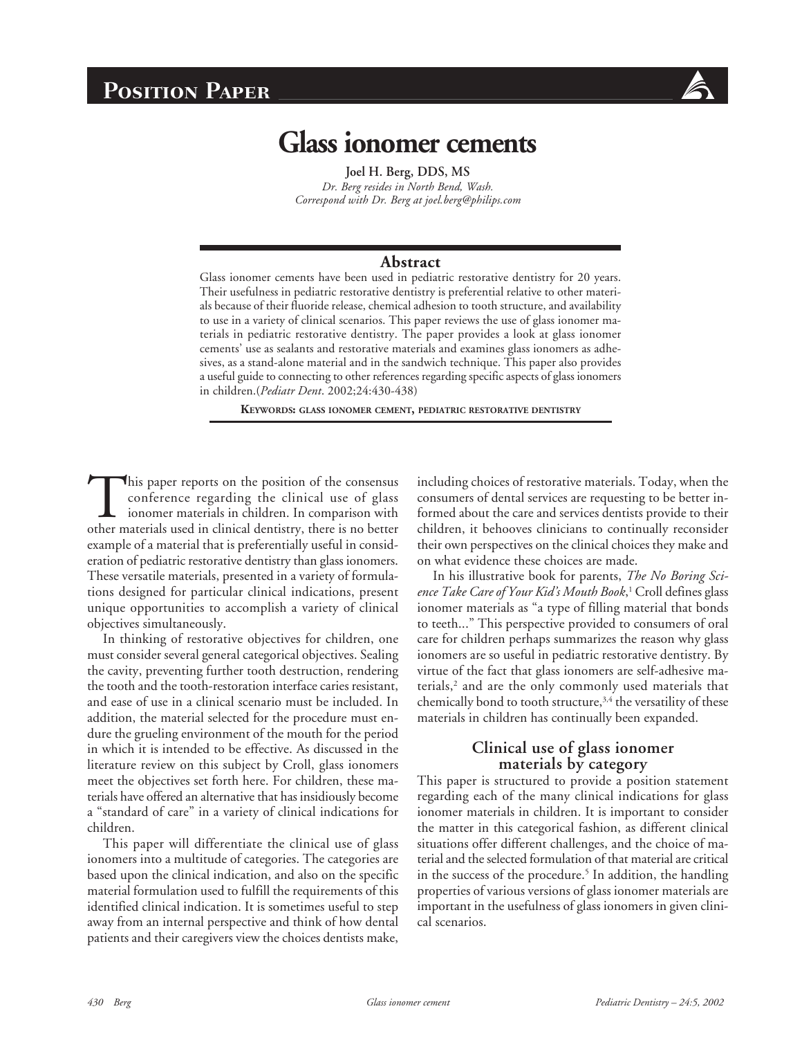**POSITION PAPER**

# Glass ionomer cements

**Joel H. Berg, DDS, MS**

*Dr. Berg resides in North Bend, Wash.*
*Correspond with Dr. Berg at joel.berg@philips.com*

## Abstract

Glass ionomer cements have been used in pediatric restorative dentistry for 20 years. Their usefulness in pediatric restorative dentistry is preferential relative to other materials because of their fluoride release, chemical adhesion to tooth structure, and availability to use in a variety of clinical scenarios. This paper reviews the use of glass ionomer materials in pediatric restorative dentistry. The paper provides a look at glass ionomer cements' use as sealants and restorative materials and examines glass ionomers as adhesives, as a stand-alone material and in the sandwich technique. This paper also provides a useful guide to connecting to other references regarding specific aspects of glass ionomers in children.(*Pediatr Dent*. 2002;24:430-438)

**KEYWORDS: GLASS IONOMER CEMENT, PEDIATRIC RESTORATIVE DENTISTRY**

This paper reports on the position of the consensus conference regarding the clinical use of glass ionomer materials in children. In comparison with other materials used in clinical dentistry, there is no better example of a material that is preferentially useful in consideration of pediatric restorative dentistry than glass ionomers. These versatile materials, presented in a variety of formulations designed for particular clinical indications, present unique opportunities to accomplish a variety of clinical objectives simultaneously.

In thinking of restorative objectives for children, one must consider several general categorical objectives. Sealing the cavity, preventing further tooth destruction, rendering the tooth and the tooth-restoration interface caries resistant, and ease of use in a clinical scenario must be included. In addition, the material selected for the procedure must endure the grueling environment of the mouth for the period in which it is intended to be effective. As discussed in the literature review on this subject by Croll, glass ionomers meet the objectives set forth here. For children, these materials have offered an alternative that has insidiously become a "standard of care" in a variety of clinical indications for children.

This paper will differentiate the clinical use of glass ionomers into a multitude of categories. The categories are based upon the clinical indication, and also on the specific material formulation used to fulfill the requirements of this identified clinical indication. It is sometimes useful to step away from an internal perspective and think of how dental patients and their caregivers view the choices dentists make, including choices of restorative materials. Today, when the consumers of dental services are requesting to be better informed about the care and services dentists provide to their children, it behooves clinicians to continually reconsider their own perspectives on the clinical choices they make and on what evidence these choices are made.

In his illustrative book for parents, *The No Boring Science Take Care of Your Kid's Mouth Book*,[1] Croll defines glass ionomer materials as "a type of filling material that bonds to teeth..." This perspective provided to consumers of oral care for children perhaps summarizes the reason why glass ionomers are so useful in pediatric restorative dentistry. By virtue of the fact that glass ionomers are self-adhesive materials,[2] and are the only commonly used materials that chemically bond to tooth structure,[3,4] the versatility of these materials in children has continually been expanded.

## Clinical use of glass ionomer materials by category

This paper is structured to provide a position statement regarding each of the many clinical indications for glass ionomer materials in children. It is important to consider the matter in this categorical fashion, as different clinical situations offer different challenges, and the choice of material and the selected formulation of that material are critical in the success of the procedure.[5] In addition, the handling properties of various versions of glass ionomer materials are important in the usefulness of glass ionomers in given clinical scenarios.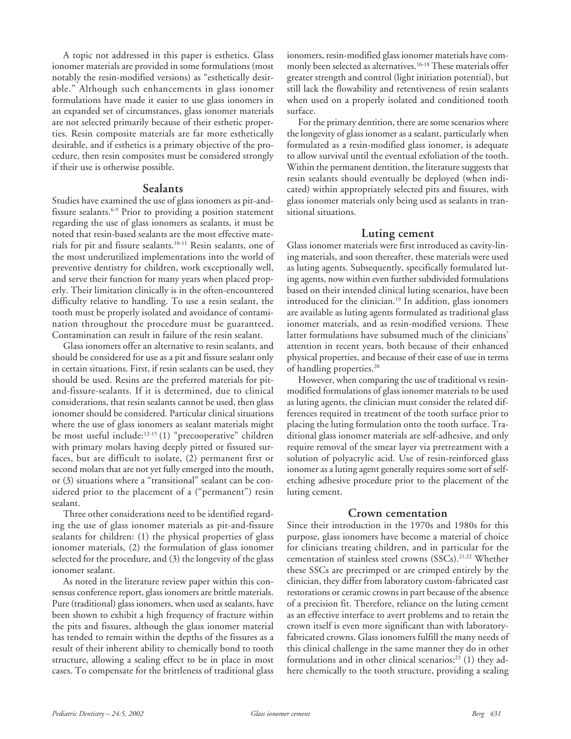A topic not addressed in this paper is esthetics. Glass ionomer materials are provided in some formulations (most notably the resin-modified versions) as "esthetically desirable." Although such enhancements in glass ionomer formulations have made it easier to use glass ionomers in an expanded set of circumstances, glass ionomer materials are not selected primarily because of their esthetic properties. Resin composite materials are far more esthetically desirable, and if esthetics is a primary objective of the procedure, then resin composites must be considered strongly if their use is otherwise possible.

## Sealants

Studies have examined the use of glass ionomers as pit-and-fissure sealants.[6-9] Prior to providing a position statement regarding the use of glass ionomers as sealants, it must be noted that resin-based sealants are the most effective materials for pit and fissure sealants.[10-11] Resin sealants, one of the most underutilized implementations into the world of preventive dentistry for children, work exceptionally well, and serve their function for many years when placed properly. Their limitation clinically is in the often-encountered difficulty relative to handling. To use a resin sealant, the tooth must be properly isolated and avoidance of contamination throughout the procedure must be guaranteed. Contamination can result in failure of the resin sealant.

Glass ionomers offer an alternative to resin sealants, and should be considered for use as a pit and fissure sealant only in certain situations. First, if resin sealants can be used, they should be used. Resins are the preferred materials for pit-and-fissure-sealants. If it is determined, due to clinical considerations, that resin sealants cannot be used, then glass ionomer should be considered. Particular clinical situations where the use of glass ionomers as sealant materials might be most useful include:[12-15] (1) "precooperative" children with primary molars having deeply pitted or fissured surfaces, but are difficult to isolate, (2) permanent first or second molars that are not yet fully emerged into the mouth, or (3) situations where a "transitional" sealant can be considered prior to the placement of a ("permanent") resin sealant.

Three other considerations need to be identified regarding the use of glass ionomer materials as pit-and-fissure sealants for children: (1) the physical properties of glass ionomer materials, (2) the formulation of glass ionomer selected for the procedure, and (3) the longevity of the glass ionomer sealant.

As noted in the literature review paper within this consensus conference report, glass ionomers are brittle materials. Pure (traditional) glass ionomers, when used as sealants, have been shown to exhibit a high frequency of fracture within the pits and fissures, although the glass ionomer material has tended to remain within the depths of the fissures as a result of their inherent ability to chemically bond to tooth structure, allowing a sealing effect to be in place in most cases. To compensate for the brittleness of traditional glass ionomers, resin-modified glass ionomer materials have commonly been selected as alternatives.[16-18] These materials offer greater strength and control (light initiation potential), but still lack the flowability and retentiveness of resin sealants when used on a properly isolated and conditioned tooth surface.

For the primary dentition, there are some scenarios where the longevity of glass ionomer as a sealant, particularly when formulated as a resin-modified glass ionomer, is adequate to allow survival until the eventual exfoliation of the tooth. Within the permanent dentition, the literature suggests that resin sealants should eventually be deployed (when indicated) within appropriately selected pits and fissures, with glass ionomer materials only being used as sealants in transitional situations.

## Luting cement

Glass ionomer materials were first introduced as cavity-lining materials, and soon thereafter, these materials were used as luting agents. Subsequently, specifically formulated luting agents, now within even further subdivided formulations based on their intended clinical luting scenarios, have been introduced for the clinician.[19] In addition, glass ionomers are available as luting agents formulated as traditional glass ionomer materials, and as resin-modified versions. These latter formulations have subsumed much of the clinicians' attention in recent years, both because of their enhanced physical properties, and because of their ease of use in terms of handling properties.[20]

However, when comparing the use of traditional vs resin-modified formulations of glass ionomer materials to be used as luting agents, the clinician must consider the related differences required in treatment of the tooth surface prior to placing the luting formulation onto the tooth surface. Traditional glass ionomer materials are self-adhesive, and only require removal of the smear layer via pretreatment with a solution of polyacrylic acid. Use of resin-reinforced glass ionomer as a luting agent generally requires some sort of self-etching adhesive procedure prior to the placement of the luting cement.

## Crown cementation

Since their introduction in the 1970s and 1980s for this purpose, glass ionomers have become a material of choice for clinicians treating children, and in particular for the cementation of stainless steel crowns (SSCs).[21,22] Whether these SSCs are precrimped or are crimped entirely by the clinician, they differ from laboratory custom-fabricated cast restorations or ceramic crowns in part because of the absence of a precision fit. Therefore, reliance on the luting cement as an effective interface to avert problems and to retain the crown itself is even more significant than with laboratory-fabricated crowns. Glass ionomers fulfill the many needs of this clinical challenge in the same manner they do in other formulations and in other clinical scenarios:[23] (1) they adhere chemically to the tooth structure, providing a sealing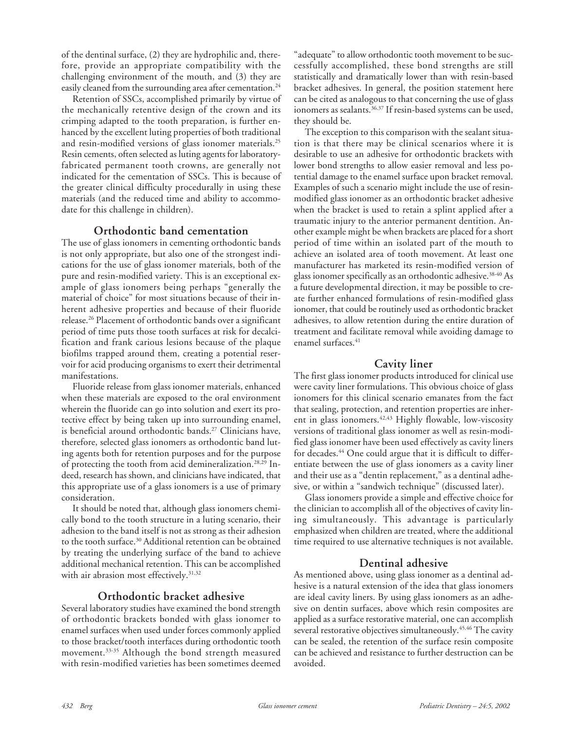of the dentinal surface, (2) they are hydrophilic and, therefore, provide an appropriate compatibility with the challenging environment of the mouth, and (3) they are easily cleaned from the surrounding area after cementation.[24]

Retention of SSCs, accomplished primarily by virtue of the mechanically retentive design of the crown and its crimping adapted to the tooth preparation, is further enhanced by the excellent luting properties of both traditional and resin-modified versions of glass ionomer materials.[25] Resin cements, often selected as luting agents for laboratory-fabricated permanent tooth crowns, are generally not indicated for the cementation of SSCs. This is because of the greater clinical difficulty procedurally in using these materials (and the reduced time and ability to accommodate for this challenge in children).

## Orthodontic band cementation

The use of glass ionomers in cementing orthodontic bands is not only appropriate, but also one of the strongest indications for the use of glass ionomer materials, both of the pure and resin-modified variety. This is an exceptional example of glass ionomers being perhaps "generally the material of choice" for most situations because of their inherent adhesive properties and because of their fluoride release.[26] Placement of orthodontic bands over a significant period of time puts those tooth surfaces at risk for decalcification and frank carious lesions because of the plaque biofilms trapped around them, creating a potential reservoir for acid producing organisms to exert their detrimental manifestations.

Fluoride release from glass ionomer materials, enhanced when these materials are exposed to the oral environment wherein the fluoride can go into solution and exert its protective effect by being taken up into surrounding enamel, is beneficial around orthodontic bands.[27] Clinicians have, therefore, selected glass ionomers as orthodontic band luting agents both for retention purposes and for the purpose of protecting the tooth from acid demineralization.[28,29] Indeed, research has shown, and clinicians have indicated, that this appropriate use of a glass ionomers is a use of primary consideration.

It should be noted that, although glass ionomers chemically bond to the tooth structure in a luting scenario, their adhesion to the band itself is not as strong as their adhesion to the tooth surface.[30] Additional retention can be obtained by treating the underlying surface of the band to achieve additional mechanical retention. This can be accomplished with air abrasion most effectively.[31,32]

## Orthodontic bracket adhesive

Several laboratory studies have examined the bond strength of orthodontic brackets bonded with glass ionomer to enamel surfaces when used under forces commonly applied to those bracket/tooth interfaces during orthodontic tooth movement.[33-35] Although the bond strength measured with resin-modified varieties has been sometimes deemed "adequate" to allow orthodontic tooth movement to be successfully accomplished, these bond strengths are still statistically and dramatically lower than with resin-based bracket adhesives. In general, the position statement here can be cited as analogous to that concerning the use of glass ionomers as sealants.[36,37] If resin-based systems can be used, they should be.

The exception to this comparison with the sealant situation is that there may be clinical scenarios where it is desirable to use an adhesive for orthodontic brackets with lower bond strengths to allow easier removal and less potential damage to the enamel surface upon bracket removal. Examples of such a scenario might include the use of resin-modified glass ionomer as an orthodontic bracket adhesive when the bracket is used to retain a splint applied after a traumatic injury to the anterior permanent dentition. Another example might be when brackets are placed for a short period of time within an isolated part of the mouth to achieve an isolated area of tooth movement. At least one manufacturer has marketed its resin-modified version of glass ionomer specifically as an orthodontic adhesive.[38-40] As a future developmental direction, it may be possible to create further enhanced formulations of resin-modified glass ionomer, that could be routinely used as orthodontic bracket adhesives, to allow retention during the entire duration of treatment and facilitate removal while avoiding damage to enamel surfaces.[41]

## Cavity liner

The first glass ionomer products introduced for clinical use were cavity liner formulations. This obvious choice of glass ionomers for this clinical scenario emanates from the fact that sealing, protection, and retention properties are inherent in glass ionomers.[42,43] Highly flowable, low-viscosity versions of traditional glass ionomer as well as resin-modified glass ionomer have been used effectively as cavity liners for decades.[44] One could argue that it is difficult to differentiate between the use of glass ionomers as a cavity liner and their use as a "dentin replacement," as a dentinal adhesive, or within a "sandwich technique" (discussed later).

Glass ionomers provide a simple and effective choice for the clinician to accomplish all of the objectives of cavity lining simultaneously. This advantage is particularly emphasized when children are treated, where the additional time required to use alternative techniques is not available.

## Dentinal adhesive

As mentioned above, using glass ionomer as a dentinal adhesive is a natural extension of the idea that glass ionomers are ideal cavity liners. By using glass ionomers as an adhesive on dentin surfaces, above which resin composites are applied as a surface restorative material, one can accomplish several restorative objectives simultaneously.[45,46] The cavity can be sealed, the retention of the surface resin composite can be achieved and resistance to further destruction can be avoided.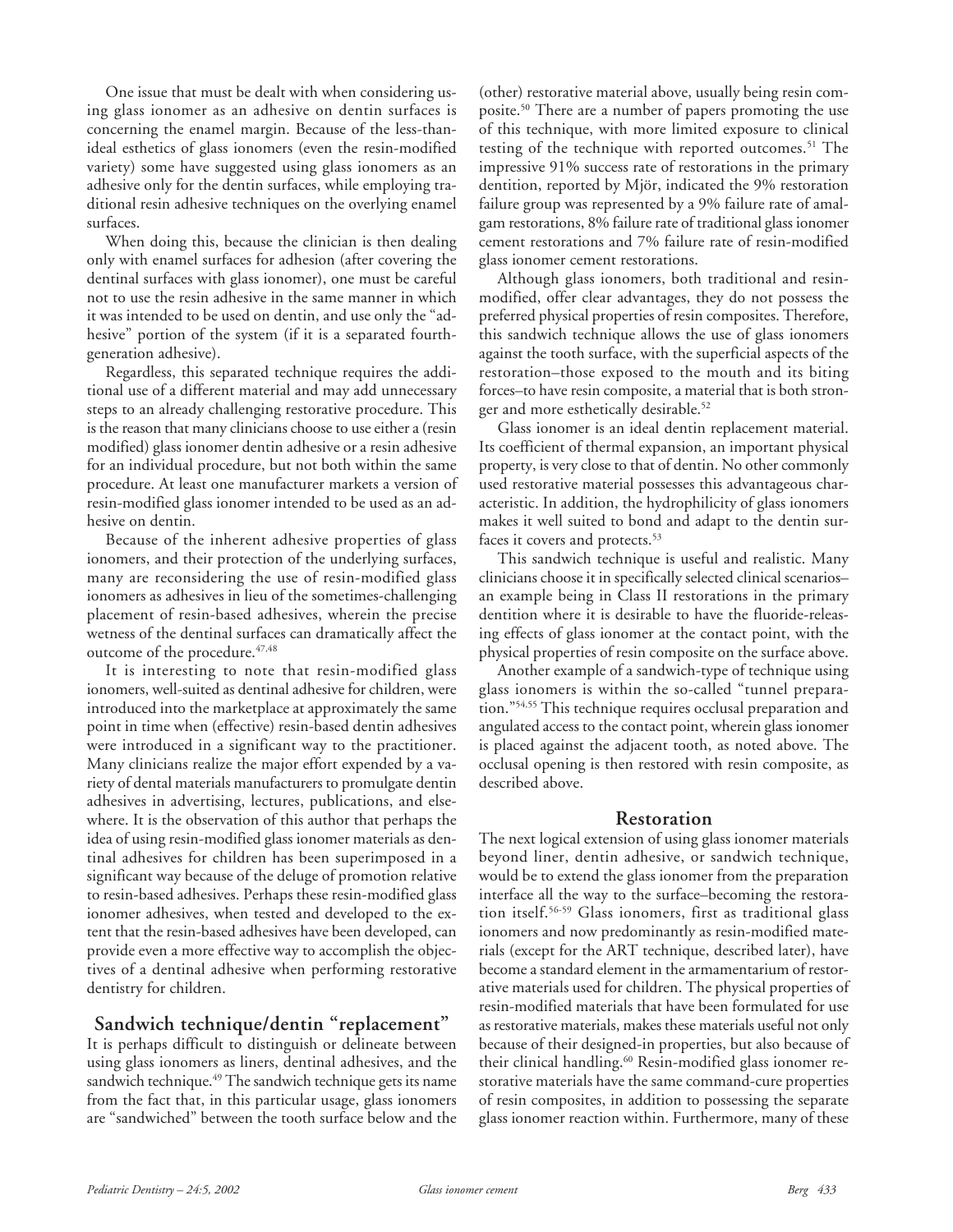One issue that must be dealt with when considering using glass ionomer as an adhesive on dentin surfaces is concerning the enamel margin. Because of the less-than-ideal esthetics of glass ionomers (even the resin-modified variety) some have suggested using glass ionomers as an adhesive only for the dentin surfaces, while employing traditional resin adhesive techniques on the overlying enamel surfaces.

When doing this, because the clinician is then dealing only with enamel surfaces for adhesion (after covering the dentinal surfaces with glass ionomer), one must be careful not to use the resin adhesive in the same manner in which it was intended to be used on dentin, and use only the "adhesive" portion of the system (if it is a separated fourth-generation adhesive).

Regardless, this separated technique requires the additional use of a different material and may add unnecessary steps to an already challenging restorative procedure. This is the reason that many clinicians choose to use either a (resin modified) glass ionomer dentin adhesive or a resin adhesive for an individual procedure, but not both within the same procedure. At least one manufacturer markets a version of resin-modified glass ionomer intended to be used as an adhesive on dentin.

Because of the inherent adhesive properties of glass ionomers, and their protection of the underlying surfaces, many are reconsidering the use of resin-modified glass ionomers as adhesives in lieu of the sometimes-challenging placement of resin-based adhesives, wherein the precise wetness of the dentinal surfaces can dramatically affect the outcome of the procedure.[47,48]

It is interesting to note that resin-modified glass ionomers, well-suited as dentinal adhesive for children, were introduced into the marketplace at approximately the same point in time when (effective) resin-based dentin adhesives were introduced in a significant way to the practitioner. Many clinicians realize the major effort expended by a variety of dental materials manufacturers to promulgate dentin adhesives in advertising, lectures, publications, and elsewhere. It is the observation of this author that perhaps the idea of using resin-modified glass ionomer materials as dentinal adhesives for children has been superimposed in a significant way because of the deluge of promotion relative to resin-based adhesives. Perhaps these resin-modified glass ionomer adhesives, when tested and developed to the extent that the resin-based adhesives have been developed, can provide even a more effective way to accomplish the objectives of a dentinal adhesive when performing restorative dentistry for children.

## Sandwich technique/dentin "replacement"

It is perhaps difficult to distinguish or delineate between using glass ionomers as liners, dentinal adhesives, and the sandwich technique.[49] The sandwich technique gets its name from the fact that, in this particular usage, glass ionomers are "sandwiched" between the tooth surface below and the (other) restorative material above, usually being resin composite.[50] There are a number of papers promoting the use of this technique, with more limited exposure to clinical testing of the technique with reported outcomes.[51] The impressive 91% success rate of restorations in the primary dentition, reported by Mjör, indicated the 9% restoration failure group was represented by a 9% failure rate of amalgam restorations, 8% failure rate of traditional glass ionomer cement restorations and 7% failure rate of resin-modified glass ionomer cement restorations.

Although glass ionomers, both traditional and resin-modified, offer clear advantages, they do not possess the preferred physical properties of resin composites. Therefore, this sandwich technique allows the use of glass ionomers against the tooth surface, with the superficial aspects of the restoration–those exposed to the mouth and its biting forces–to have resin composite, a material that is both stronger and more esthetically desirable.[52]

Glass ionomer is an ideal dentin replacement material. Its coefficient of thermal expansion, an important physical property, is very close to that of dentin. No other commonly used restorative material possesses this advantageous characteristic. In addition, the hydrophilicity of glass ionomers makes it well suited to bond and adapt to the dentin surfaces it covers and protects.[53]

This sandwich technique is useful and realistic. Many clinicians choose it in specifically selected clinical scenarios–an example being in Class II restorations in the primary dentition where it is desirable to have the fluoride-releasing effects of glass ionomer at the contact point, with the physical properties of resin composite on the surface above.

Another example of a sandwich-type of technique using glass ionomers is within the so-called "tunnel preparation."[54,55] This technique requires occlusal preparation and angulated access to the contact point, wherein glass ionomer is placed against the adjacent tooth, as noted above. The occlusal opening is then restored with resin composite, as described above.

## Restoration

The next logical extension of using glass ionomer materials beyond liner, dentin adhesive, or sandwich technique, would be to extend the glass ionomer from the preparation interface all the way to the surface–becoming the restoration itself.[56-59] Glass ionomers, first as traditional glass ionomers and now predominantly as resin-modified materials (except for the ART technique, described later), have become a standard element in the armamentarium of restorative materials used for children. The physical properties of resin-modified materials that have been formulated for use as restorative materials, makes these materials useful not only because of their designed-in properties, but also because of their clinical handling.[60] Resin-modified glass ionomer restorative materials have the same command-cure properties of resin composites, in addition to possessing the separate glass ionomer reaction within. Furthermore, many of these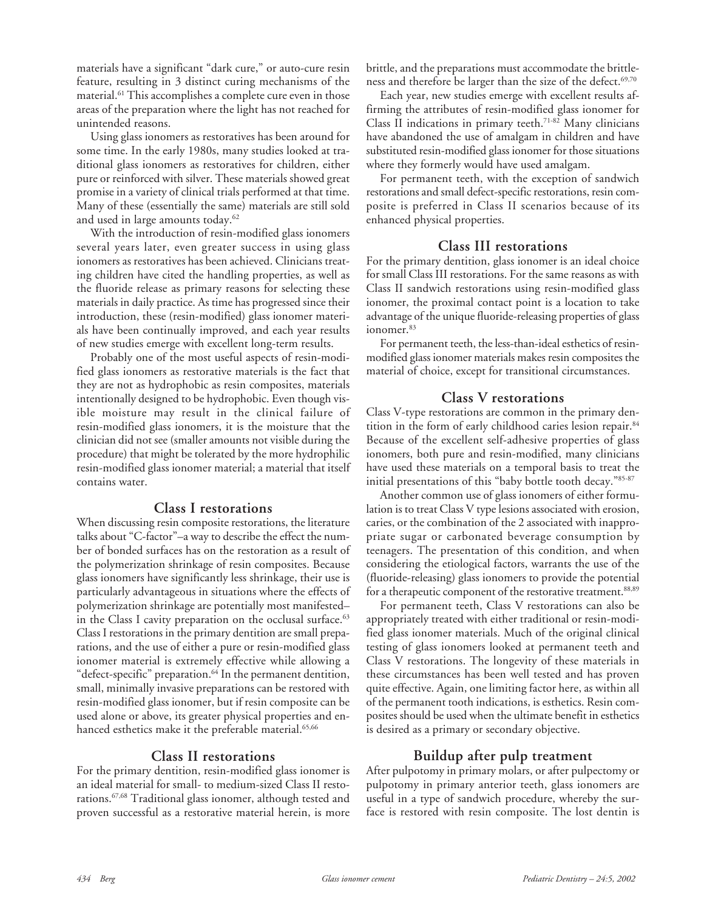materials have a significant "dark cure," or auto-cure resin feature, resulting in 3 distinct curing mechanisms of the material.[61] This accomplishes a complete cure even in those areas of the preparation where the light has not reached for unintended reasons.

Using glass ionomers as restoratives has been around for some time. In the early 1980s, many studies looked at traditional glass ionomers as restoratives for children, either pure or reinforced with silver. These materials showed great promise in a variety of clinical trials performed at that time. Many of these (essentially the same) materials are still sold and used in large amounts today.[62]

With the introduction of resin-modified glass ionomers several years later, even greater success in using glass ionomers as restoratives has been achieved. Clinicians treating children have cited the handling properties, as well as the fluoride release as primary reasons for selecting these materials in daily practice. As time has progressed since their introduction, these (resin-modified) glass ionomer materials have been continually improved, and each year results of new studies emerge with excellent long-term results.

Probably one of the most useful aspects of resin-modified glass ionomers as restorative materials is the fact that they are not as hydrophobic as resin composites, materials intentionally designed to be hydrophobic. Even though visible moisture may result in the clinical failure of resin-modified glass ionomers, it is the moisture that the clinician did not see (smaller amounts not visible during the procedure) that might be tolerated by the more hydrophilic resin-modified glass ionomer material; a material that itself contains water.

## Class I restorations

When discussing resin composite restorations, the literature talks about "C-factor"–a way to describe the effect the number of bonded surfaces has on the restoration as a result of the polymerization shrinkage of resin composites. Because glass ionomers have significantly less shrinkage, their use is particularly advantageous in situations where the effects of polymerization shrinkage are potentially most manifested–in the Class I cavity preparation on the occlusal surface.[63] Class I restorations in the primary dentition are small preparations, and the use of either a pure or resin-modified glass ionomer material is extremely effective while allowing a "defect-specific" preparation.[64] In the permanent dentition, small, minimally invasive preparations can be restored with resin-modified glass ionomer, but if resin composite can be used alone or above, its greater physical properties and enhanced esthetics make it the preferable material.[65,66]

## Class II restorations

For the primary dentition, resin-modified glass ionomer is an ideal material for small- to medium-sized Class II restorations.[67,68] Traditional glass ionomer, although tested and proven successful as a restorative material herein, is more brittle, and the preparations must accommodate the brittleness and therefore be larger than the size of the defect.[69,70]

Each year, new studies emerge with excellent results affirming the attributes of resin-modified glass ionomer for Class II indications in primary teeth.[71-82] Many clinicians have abandoned the use of amalgam in children and have substituted resin-modified glass ionomer for those situations where they formerly would have used amalgam.

For permanent teeth, with the exception of sandwich restorations and small defect-specific restorations, resin composite is preferred in Class II scenarios because of its enhanced physical properties.

## Class III restorations

For the primary dentition, glass ionomer is an ideal choice for small Class III restorations. For the same reasons as with Class II sandwich restorations using resin-modified glass ionomer, the proximal contact point is a location to take advantage of the unique fluoride-releasing properties of glass ionomer.[83]

For permanent teeth, the less-than-ideal esthetics of resin-modified glass ionomer materials makes resin composites the material of choice, except for transitional circumstances.

## Class V restorations

Class V-type restorations are common in the primary dentition in the form of early childhood caries lesion repair.[84] Because of the excellent self-adhesive properties of glass ionomers, both pure and resin-modified, many clinicians have used these materials on a temporal basis to treat the initial presentations of this "baby bottle tooth decay."[85-87]

Another common use of glass ionomers of either formulation is to treat Class V type lesions associated with erosion, caries, or the combination of the 2 associated with inappropriate sugar or carbonated beverage consumption by teenagers. The presentation of this condition, and when considering the etiological factors, warrants the use of the (fluoride-releasing) glass ionomers to provide the potential for a therapeutic component of the restorative treatment.[88,89]

For permanent teeth, Class V restorations can also be appropriately treated with either traditional or resin-modified glass ionomer materials. Much of the original clinical testing of glass ionomers looked at permanent teeth and Class V restorations. The longevity of these materials in these circumstances has been well tested and has proven quite effective. Again, one limiting factor here, as within all of the permanent tooth indications, is esthetics. Resin composites should be used when the ultimate benefit in esthetics is desired as a primary or secondary objective.

## Buildup after pulp treatment

After pulpotomy in primary molars, or after pulpectomy or pulpotomy in primary anterior teeth, glass ionomers are useful in a type of sandwich procedure, whereby the surface is restored with resin composite. The lost dentin is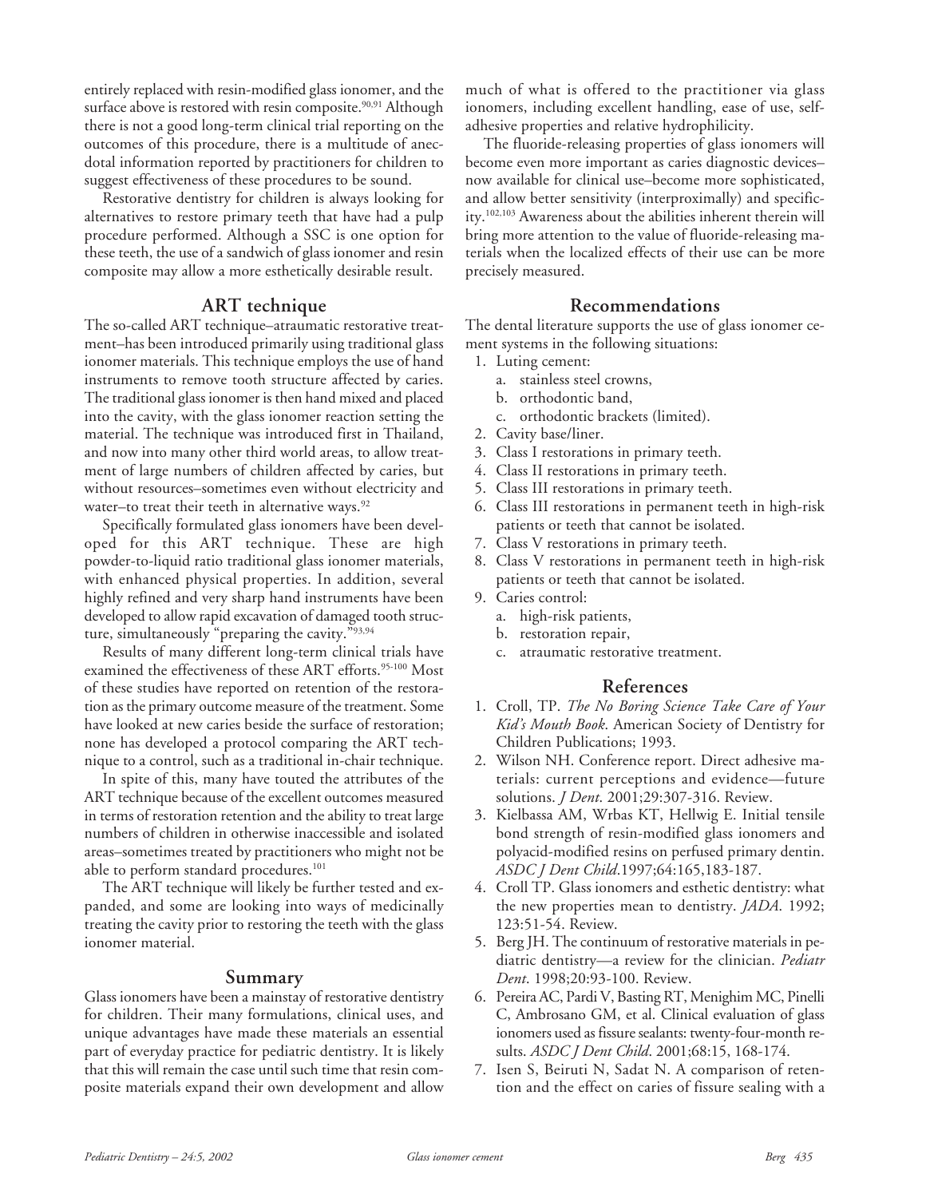entirely replaced with resin-modified glass ionomer, and the surface above is restored with resin composite.[90,91] Although there is not a good long-term clinical trial reporting on the outcomes of this procedure, there is a multitude of anecdotal information reported by practitioners for children to suggest effectiveness of these procedures to be sound.

Restorative dentistry for children is always looking for alternatives to restore primary teeth that have had a pulp procedure performed. Although a SSC is one option for these teeth, the use of a sandwich of glass ionomer and resin composite may allow a more esthetically desirable result.

## ART technique

The so-called ART technique–atraumatic restorative treatment–has been introduced primarily using traditional glass ionomer materials. This technique employs the use of hand instruments to remove tooth structure affected by caries. The traditional glass ionomer is then hand mixed and placed into the cavity, with the glass ionomer reaction setting the material. The technique was introduced first in Thailand, and now into many other third world areas, to allow treatment of large numbers of children affected by caries, but without resources–sometimes even without electricity and water–to treat their teeth in alternative ways.[92]

Specifically formulated glass ionomers have been developed for this ART technique. These are high powder-to-liquid ratio traditional glass ionomer materials, with enhanced physical properties. In addition, several highly refined and very sharp hand instruments have been developed to allow rapid excavation of damaged tooth structure, simultaneously "preparing the cavity."[93,94]

Results of many different long-term clinical trials have examined the effectiveness of these ART efforts.[95-100] Most of these studies have reported on retention of the restoration as the primary outcome measure of the treatment. Some have looked at new caries beside the surface of restoration; none has developed a protocol comparing the ART technique to a control, such as a traditional in-chair technique.

In spite of this, many have touted the attributes of the ART technique because of the excellent outcomes measured in terms of restoration retention and the ability to treat large numbers of children in otherwise inaccessible and isolated areas–sometimes treated by practitioners who might not be able to perform standard procedures.[101]

The ART technique will likely be further tested and expanded, and some are looking into ways of medicinally treating the cavity prior to restoring the teeth with the glass ionomer material.

## Summary

Glass ionomers have been a mainstay of restorative dentistry for children. Their many formulations, clinical uses, and unique advantages have made these materials an essential part of everyday practice for pediatric dentistry. It is likely that this will remain the case until such time that resin composite materials expand their own development and allow much of what is offered to the practitioner via glass ionomers, including excellent handling, ease of use, self-adhesive properties and relative hydrophilicity.

The fluoride-releasing properties of glass ionomers will become even more important as caries diagnostic devices–now available for clinical use–become more sophisticated, and allow better sensitivity (interproximally) and specificity.[102,103] Awareness about the abilities inherent therein will bring more attention to the value of fluoride-releasing materials when the localized effects of their use can be more precisely measured.

## Recommendations

The dental literature supports the use of glass ionomer cement systems in the following situations:

1. Luting cement:
   a. stainless steel crowns,
   b. orthodontic band,
   c. orthodontic brackets (limited).
2. Cavity base/liner.
3. Class I restorations in primary teeth.
4. Class II restorations in primary teeth.
5. Class III restorations in primary teeth.
6. Class III restorations in permanent teeth in high-risk patients or teeth that cannot be isolated.
7. Class V restorations in primary teeth.
8. Class V restorations in permanent teeth in high-risk patients or teeth that cannot be isolated.
9. Caries control:
   a. high-risk patients,
   b. restoration repair,
   c. atraumatic restorative treatment.

## References

1. Croll, TP. *The No Boring Science Take Care of Your Kid's Mouth Book*. American Society of Dentistry for Children Publications; 1993.
2. Wilson NH. Conference report. Direct adhesive materials: current perceptions and evidence—future solutions. *J Dent.* 2001;29:307-316. Review.
3. Kielbassa AM, Wrbas KT, Hellwig E. Initial tensile bond strength of resin-modified glass ionomers and polyacid-modified resins on perfused primary dentin. *ASDC J Dent Child*.1997;64:165,183-187.
4. Croll TP. Glass ionomers and esthetic dentistry: what the new properties mean to dentistry. *JADA*. 1992; 123:51-54. Review.
5. Berg JH. The continuum of restorative materials in pediatric dentistry—a review for the clinician. *Pediatr Dent*. 1998;20:93-100. Review.
6. Pereira AC, Pardi V, Basting RT, Menighim MC, Pinelli C, Ambrosano GM, et al. Clinical evaluation of glass ionomers used as fissure sealants: twenty-four-month results. *ASDC J Dent Child*. 2001;68:15, 168-174.
7. Isen S, Beiruti N, Sadat N. A comparison of retention and the effect on caries of fissure sealing with a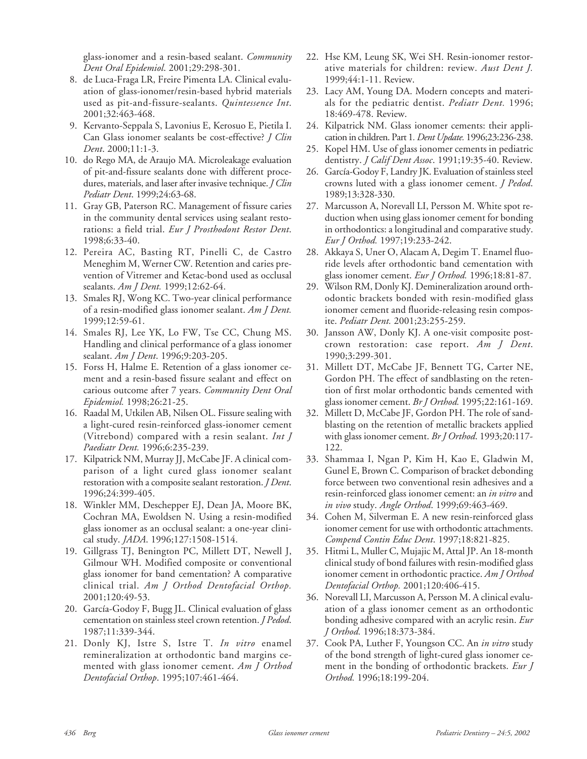glass-ionomer and a resin-based sealant. *Community Dent Oral Epidemiol*. 2001;29:298-301.

8. de Luca-Fraga LR, Freire Pimenta LA. Clinical evaluation of glass-ionomer/resin-based hybrid materials used as pit-and-fissure-sealants. *Quintessence Int*. 2001;32:463-468.
9. Kervanto-Seppala S, Lavonius E, Kerosuo E, Pietila I. Can Glass ionomer sealants be cost-effective? *J Clin Dent*. 2000;11:1-3.
10. do Rego MA, de Araujo MA. Microleakage evaluation of pit-and-fissure sealants done with different procedures, materials, and laser after invasive technique. *J Clin Pediatr Dent*. 1999;24:63-68.
11. Gray GB, Paterson RC. Management of fissure caries in the community dental services using sealant restorations: a field trial. *Eur J Prosthodont Restor Dent*. 1998;6:33-40.
12. Pereira AC, Basting RT, Pinelli C, de Castro Meneghim M, Werner CW. Retention and caries prevention of Vitremer and Ketac-bond used as occlusal sealants. *Am J Dent.* 1999;12:62-64.
13. Smales RJ, Wong KC. Two-year clinical performance of a resin-modified glass ionomer sealant. *Am J Dent.* 1999;12:59-61.
14. Smales RJ, Lee YK, Lo FW, Tse CC, Chung MS. Handling and clinical performance of a glass ionomer sealant. *Am J Dent*. 1996;9:203-205.
15. Forss H, Halme E. Retention of a glass ionomer cement and a resin-based fissure sealant and effect on carious outcome after 7 years. *Community Dent Oral Epidemiol.* 1998;26:21-25.
16. Raadal M, Utkilen AB, Nilsen OL. Fissure sealing with a light-cured resin-reinforced glass-ionomer cement (Vitrebond) compared with a resin sealant. *Int J Paediatr Dent.* 1996;6:235-239.
17. Kilpatrick NM, Murray JJ, McCabe JF. A clinical comparison of a light cured glass ionomer sealant restoration with a composite sealant restoration. *J Dent.* 1996;24:399-405.
18. Winkler MM, Deschepper EJ, Dean JA, Moore BK, Cochran MA, Ewoldsen N. Using a resin-modified glass ionomer as an occlusal sealant: a one-year clinical study. *JADA*. 1996;127:1508-1514.
19. Gillgrass TJ, Benington PC, Millett DT, Newell J, Gilmour WH. Modified composite or conventional glass ionomer for band cementation? A comparative clinical trial. *Am J Orthod Dentofacial Orthop*. 2001;120:49-53.
20. García-Godoy F, Bugg JL. Clinical evaluation of glass cementation on stainless steel crown retention. *J Pedod*. 1987;11:339-344.
21. Donly KJ, Istre S, Istre T. *In vitro* enamel remineralization at orthodontic band margins cemented with glass ionomer cement. *Am J Orthod Dentofacial Orthop*. 1995;107:461-464.
22. Hse KM, Leung SK, Wei SH. Resin-ionomer restorative materials for children: review. *Aust Dent J.* 1999;44:1-11. Review.
23. Lacy AM, Young DA. Modern concepts and materials for the pediatric dentist. *Pediatr Dent.* 1996; 18:469-478. Review.
24. Kilpatrick NM. Glass ionomer cements: their application in children. Part 1. *Dent Update.* 1996;23:236-238.
25. Kopel HM. Use of glass ionomer cements in pediatric dentistry. *J Calif Dent Assoc*. 1991;19:35-40. Review.
26. García-Godoy F, Landry JK. Evaluation of stainless steel crowns luted with a glass ionomer cement. *J Pedod*. 1989;13:328-330.
27. Marcusson A, Norevall LI, Persson M. White spot reduction when using glass ionomer cement for bonding in orthodontics: a longitudinal and comparative study. *Eur J Orthod.* 1997;19:233-242.
28. Akkaya S, Uner O, Alacam A, Degim T. Enamel fluoride levels after orthodontic band cementation with glass ionomer cement. *Eur J Orthod.* 1996;18:81-87.
29. Wilson RM, Donly KJ. Demineralization around orthodontic brackets bonded with resin-modified glass ionomer cement and fluoride-releasing resin composite. *Pediatr Dent.* 2001;23:255-259.
30. Jansson AW, Donly KJ. A one-visit composite post-crown restoration: case report. *Am J Dent*. 1990;3:299-301.
31. Millett DT, McCabe JF, Bennett TG, Carter NE, Gordon PH. The effect of sandblasting on the retention of first molar orthodontic bands cemented with glass ionomer cement. *Br J Orthod.* 1995;22:161-169.
32. Millett D, McCabe JF, Gordon PH. The role of sandblasting on the retention of metallic brackets applied with glass ionomer cement. *Br J Orthod*. 1993;20:117-122.
33. Shammaa I, Ngan P, Kim H, Kao E, Gladwin M, Gunel E, Brown C. Comparison of bracket debonding force between two conventional resin adhesives and a resin-reinforced glass ionomer cement: an *in vitro* and *in vivo* study. *Angle Orthod*. 1999;69:463-469.
34. Cohen M, Silverman E. A new resin-reinforced glass ionomer cement for use with orthodontic attachments. *Compend Contin Educ Dent*. 1997;18:821-825.
35. Hitmi L, Muller C, Mujajic M, Attal JP. An 18-month clinical study of bond failures with resin-modified glass ionomer cement in orthodontic practice. *Am J Orthod Dentofacial Orthop.* 2001;120:406-415.
36. Norevall LI, Marcusson A, Persson M. A clinical evaluation of a glass ionomer cement as an orthodontic bonding adhesive compared with an acrylic resin. *Eur J Orthod.* 1996;18:373-384.
37. Cook PA, Luther F, Youngson CC. An *in vitro* study of the bond strength of light-cured glass ionomer cement in the bonding of orthodontic brackets. *Eur J Orthod.* 1996;18:199-204.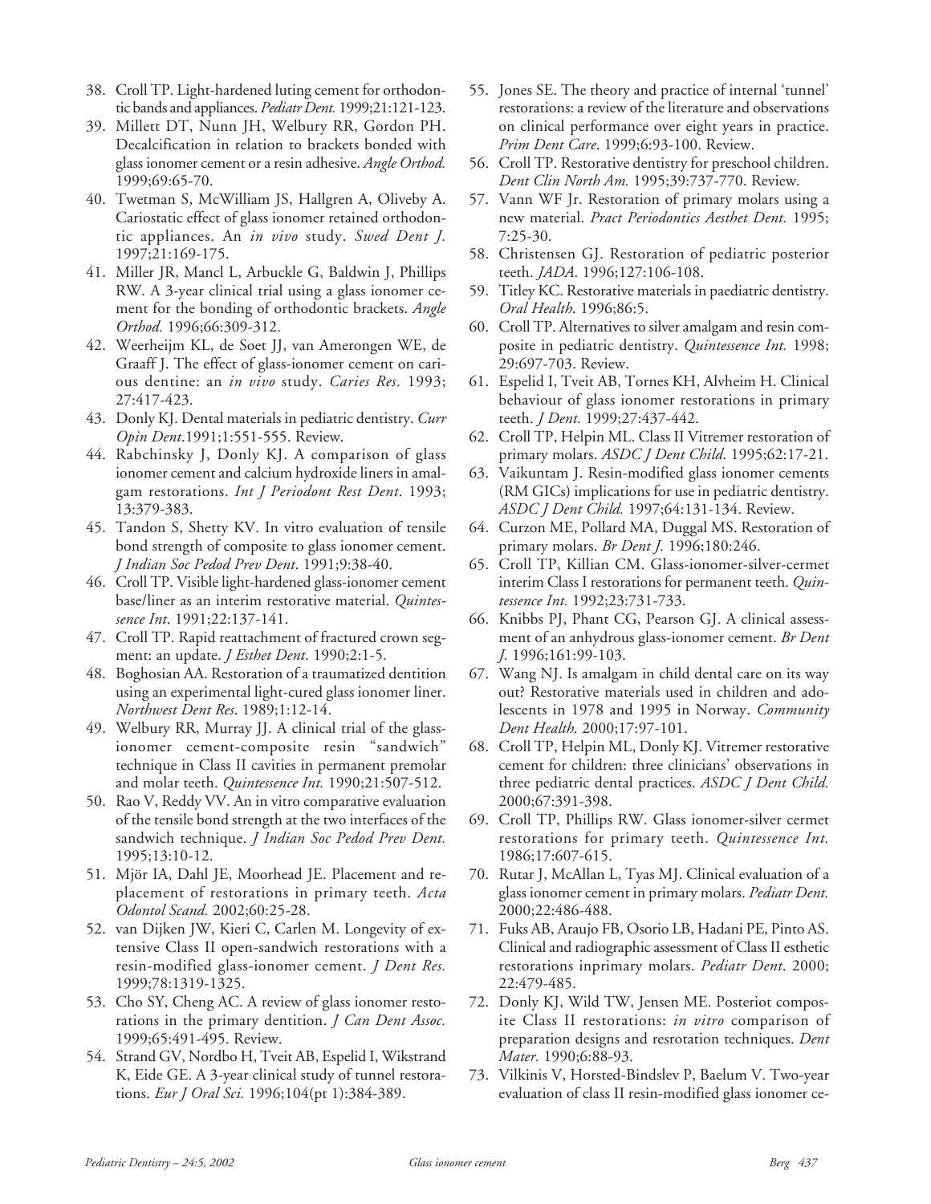38. Croll TP. Light-hardened luting cement for orthodontic bands and appliances. *Pediatr Dent.* 1999;21:121-123.
39. Millett DT, Nunn JH, Welbury RR, Gordon PH. Decalcification in relation to brackets bonded with glass ionomer cement or a resin adhesive. *Angle Orthod.* 1999;69:65-70.
40. Twetman S, McWilliam JS, Hallgren A, Oliveby A. Cariostatic effect of glass ionomer retained orthodontic appliances. An *in vivo* study. *Swed Dent J.* 1997;21:169-175.
41. Miller JR, Mancl L, Arbuckle G, Baldwin J, Phillips RW. A 3-year clinical trial using a glass ionomer cement for the bonding of orthodontic brackets. *Angle Orthod.* 1996;66:309-312.
42. Weerheijm KL, de Soet JJ, van Amerongen WE, de Graaff J. The effect of glass-ionomer cement on carious dentine: an *in vivo* study. *Caries Res.* 1993; 27:417-423.
43. Donly KJ. Dental materials in pediatric dentistry. *Curr Opin Dent*.1991;1:551-555. Review.
44. Rabchinsky J, Donly KJ. A comparison of glass ionomer cement and calcium hydroxide liners in amalgam restorations. *Int J Periodont Rest Dent*. 1993; 13:379-383.
45. Tandon S, Shetty KV. In vitro evaluation of tensile bond strength of composite to glass ionomer cement. *J Indian Soc Pedod Prev Dent*. 1991;9:38-40.
46. Croll TP. Visible light-hardened glass-ionomer cement base/liner as an interim restorative material. *Quintessence Int*. 1991;22:137-141.
47. Croll TP. Rapid reattachment of fractured crown segment: an update. *J Esthet Dent*. 1990;2:1-5.
48. Boghosian AA. Restoration of a traumatized dentition using an experimental light-cured glass ionomer liner. *Northwest Dent Res*. 1989;1:12-14.
49. Welbury RR, Murray JJ. A clinical trial of the glass-ionomer cement-composite resin "sandwich" technique in Class II cavities in permanent premolar and molar teeth. *Quintessence Int.* 1990;21:507-512.
50. Rao V, Reddy VV. An in vitro comparative evaluation of the tensile bond strength at the two interfaces of the sandwich technique. *J Indian Soc Pedod Prev Dent.* 1995;13:10-12.
51. Mjör IA, Dahl JE, Moorhead JE. Placement and replacement of restorations in primary teeth. *Acta Odontol Scand.* 2002;60:25-28.
52. van Dijken JW, Kieri C, Carlen M. Longevity of extensive Class II open-sandwich restorations with a resin-modified glass-ionomer cement. *J Dent Res.* 1999;78:1319-1325.
53. Cho SY, Cheng AC. A review of glass ionomer restorations in the primary dentition. *J Can Dent Assoc.* 1999;65:491-495. Review.
54. Strand GV, Nordbo H, Tveit AB, Espelid I, Wikstrand K, Eide GE. A 3-year clinical study of tunnel restorations. *Eur J Oral Sci.* 1996;104(pt 1):384-389.
55. Jones SE. The theory and practice of internal 'tunnel' restorations: a review of the literature and observations on clinical performance over eight years in practice. *Prim Dent Care*. 1999;6:93-100. Review.
56. Croll TP. Restorative dentistry for preschool children. *Dent Clin North Am.* 1995;39:737-770. Review.
57. Vann WF Jr. Restoration of primary molars using a new material. *Pract Periodontics Aesthet Dent.* 1995; 7:25-30.
58. Christensen GJ. Restoration of pediatric posterior teeth. *JADA*. 1996;127:106-108.
59. Titley KC. Restorative materials in paediatric dentistry. *Oral Health*. 1996;86:5.
60. Croll TP. Alternatives to silver amalgam and resin composite in pediatric dentistry. *Quintessence Int.* 1998; 29:697-703. Review.
61. Espelid I, Tveit AB, Tornes KH, Alvheim H. Clinical behaviour of glass ionomer restorations in primary teeth. *J Dent.* 1999;27:437-442.
62. Croll TP, Helpin ML. Class II Vitremer restoration of primary molars. *ASDC J Dent Child*. 1995;62:17-21.
63. Vaikuntam J. Resin-modified glass ionomer cements (RM GICs) implications for use in pediatric dentistry. *ASDC J Dent Child.* 1997;64:131-134. Review.
64. Curzon ME, Pollard MA, Duggal MS. Restoration of primary molars. *Br Dent J.* 1996;180:246.
65. Croll TP, Killian CM. Glass-ionomer-silver-cermet interim Class I restorations for permanent teeth. *Quintessence Int.* 1992;23:731-733.
66. Knibbs PJ, Phant CG, Pearson GJ. A clinical assessment of an anhydrous glass-ionomer cement. *Br Dent J.* 1996;161:99-103.
67. Wang NJ. Is amalgam in child dental care on its way out? Restorative materials used in children and adolescents in 1978 and 1995 in Norway. *Community Dent Health.* 2000;17:97-101.
68. Croll TP, Helpin ML, Donly KJ. Vitremer restorative cement for children: three clinicians' observations in three pediatric dental practices. *ASDC J Dent Child.* 2000;67:391-398.
69. Croll TP, Phillips RW. Glass ionomer-silver cermet restorations for primary teeth. *Quintessence Int.* 1986;17:607-615.
70. Rutar J, McAllan L, Tyas MJ. Clinical evaluation of a glass ionomer cement in primary molars. *Pediatr Dent.* 2000;22:486-488.
71. Fuks AB, Araujo FB, Osorio LB, Hadani PE, Pinto AS. Clinical and radiographic assessment of Class II esthetic restorations inprimary molars. *Pediatr Dent*. 2000; 22:479-485.
72. Donly KJ, Wild TW, Jensen ME. Posteriot composite Class II restorations: *in vitro* comparison of preparation designs and resrotation techniques. *Dent Mater.* 1990;6:88-93.
73. Vilkinis V, Horsted-Bindslev P, Baelum V. Two-year evaluation of class II resin-modified glass ionomer ce-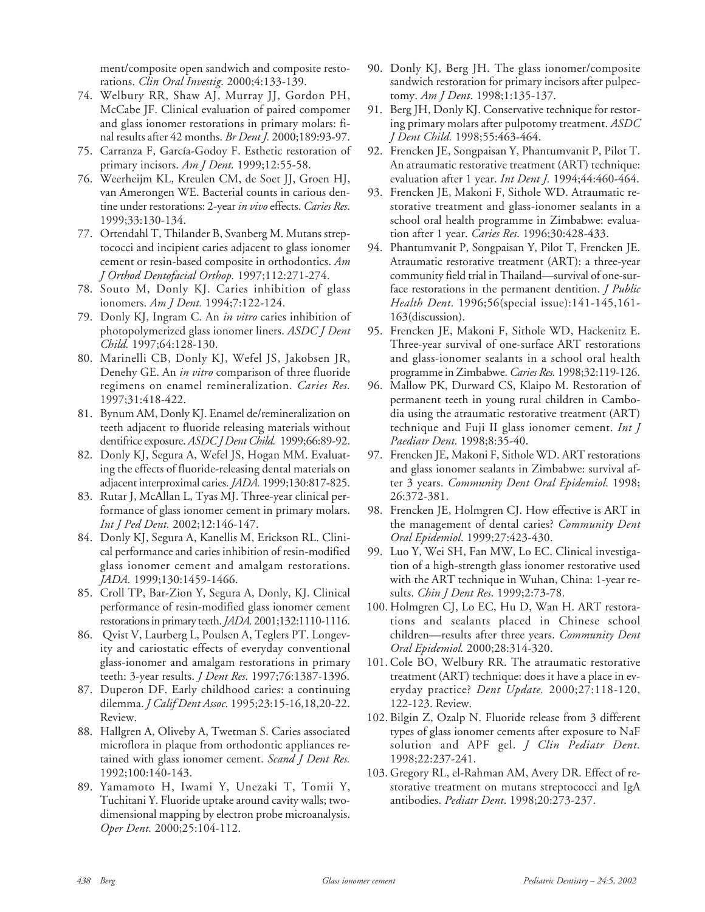ment/composite open sandwich and composite restorations. *Clin Oral Investig*. 2000;4:133-139.

74. Welbury RR, Shaw AJ, Murray JJ, Gordon PH, McCabe JF. Clinical evaluation of paired compomer and glass ionomer restorations in primary molars: final results after 42 months. *Br Dent J.* 2000;189:93-97.
75. Carranza F, García-Godoy F. Esthetic restoration of primary incisors. *Am J Dent.* 1999;12:55-58.
76. Weerheijm KL, Kreulen CM, de Soet JJ, Groen HJ, van Amerongen WE. Bacterial counts in carious dentine under restorations: 2-year *in vivo* effects. *Caries Res*. 1999;33:130-134.
77. Ortendahl T, Thilander B, Svanberg M. Mutans streptococci and incipient caries adjacent to glass ionomer cement or resin-based composite in orthodontics. *Am J Orthod Dentofacial Orthop.* 1997;112:271-274.
78. Souto M, Donly KJ. Caries inhibition of glass ionomers. *Am J Dent.* 1994;7:122-124.
79. Donly KJ, Ingram C. An *in vitro* caries inhibition of photopolymerized glass ionomer liners. *ASDC J Dent Child.* 1997;64:128-130.
80. Marinelli CB, Donly KJ, Wefel JS, Jakobsen JR, Denehy GE. An *in vitro* comparison of three fluoride regimens on enamel remineralization. *Caries Res.* 1997;31:418-422.
81. Bynum AM, Donly KJ. Enamel de/remineralization on teeth adjacent to fluoride releasing materials without dentifrice exposure. *ASDC J Dent Child.* 1999;66:89-92.
82. Donly KJ, Segura A, Wefel JS, Hogan MM. Evaluating the effects of fluoride-releasing dental materials on adjacent interproximal caries. *JADA.* 1999;130:817-825.
83. Rutar J, McAllan L, Tyas MJ. Three-year clinical performance of glass ionomer cement in primary molars. *Int J Ped Dent.* 2002;12:146-147.
84. Donly KJ, Segura A, Kanellis M, Erickson RL. Clinical performance and caries inhibition of resin-modified glass ionomer cement and amalgam restorations. *JADA.* 1999;130:1459-1466.
85. Croll TP, Bar-Zion Y, Segura A, Donly, KJ. Clinical performance of resin-modified glass ionomer cement restorations in primary teeth. *JADA.* 2001;132:1110-1116.
86. Qvist V, Laurberg L, Poulsen A, Teglers PT. Longevity and cariostatic effects of everyday conventional glass-ionomer and amalgam restorations in primary teeth: 3-year results. *J Dent Res*. 1997;76:1387-1396.
87. Duperon DF. Early childhood caries: a continuing dilemma. *J Calif Dent Assoc*. 1995;23:15-16,18,20-22. Review.
88. Hallgren A, Oliveby A, Twetman S. Caries associated microflora in plaque from orthodontic appliances retained with glass ionomer cement. *Scand J Dent Res.* 1992;100:140-143.
89. Yamamoto H, Iwami Y, Unezaki T, Tomii Y, Tuchitani Y. Fluoride uptake around cavity walls; two-dimensional mapping by electron probe microanalysis. *Oper Dent.* 2000;25:104-112.
90. Donly KJ, Berg JH. The glass ionomer/composite sandwich restoration for primary incisors after pulpectomy. *Am J Dent*. 1998;1:135-137.
91. Berg JH, Donly KJ. Conservative technique for restoring primary molars after pulpotomy treatment. *ASDC J Dent Child.* 1998;55:463-464.
92. Frencken JE, Songpaisan Y, Phantumvanit P, Pilot T. An atraumatic restorative treatment (ART) technique: evaluation after 1 year. *Int Dent J.* 1994;44:460-464.
93. Frencken JE, Makoni F, Sithole WD. Atraumatic restorative treatment and glass-ionomer sealants in a school oral health programme in Zimbabwe: evaluation after 1 year. *Caries Res*. 1996;30:428-433.
94. Phantumvanit P, Songpaisan Y, Pilot T, Frencken JE. Atraumatic restorative treatment (ART): a three-year community field trial in Thailand—survival of one-surface restorations in the permanent dentition. *J Public Health Dent*. 1996;56(special issue):141-145,161-163(discussion).
95. Frencken JE, Makoni F, Sithole WD, Hackenitz E. Three-year survival of one-surface ART restorations and glass-ionomer sealants in a school oral health programme in Zimbabwe. *Caries Res.* 1998;32:119-126.
96. Mallow PK, Durward CS, Klaipo M. Restoration of permanent teeth in young rural children in Cambodia using the atraumatic restorative treatment (ART) technique and Fuji II glass ionomer cement. *Int J Paediatr Dent*. 1998;8:35-40.
97. Frencken JE, Makoni F, Sithole WD. ART restorations and glass ionomer sealants in Zimbabwe: survival after 3 years. *Community Dent Oral Epidemiol*. 1998; 26:372-381.
98. Frencken JE, Holmgren CJ. How effective is ART in the management of dental caries? *Community Dent Oral Epidemiol*. 1999;27:423-430.
99. Luo Y, Wei SH, Fan MW, Lo EC. Clinical investigation of a high-strength glass ionomer restorative used with the ART technique in Wuhan, China: 1-year results. *Chin J Dent Res*. 1999;2:73-78.
100. Holmgren CJ, Lo EC, Hu D, Wan H. ART restorations and sealants placed in Chinese school children—results after three years. *Community Dent Oral Epidemiol.* 2000;28:314-320.
101. Cole BO, Welbury RR. The atraumatic restorative treatment (ART) technique: does it have a place in everyday practice? *Dent Update.* 2000;27:118-120, 122-123. Review.
102. Bilgin Z, Ozalp N. Fluoride release from 3 different types of glass ionomer cements after exposure to NaF solution and APF gel. *J Clin Pediatr Dent.* 1998;22:237-241.
103. Gregory RL, el-Rahman AM, Avery DR. Effect of restorative treatment on mutans streptococci and IgA antibodies. *Pediatr Dent*. 1998;20:273-237.